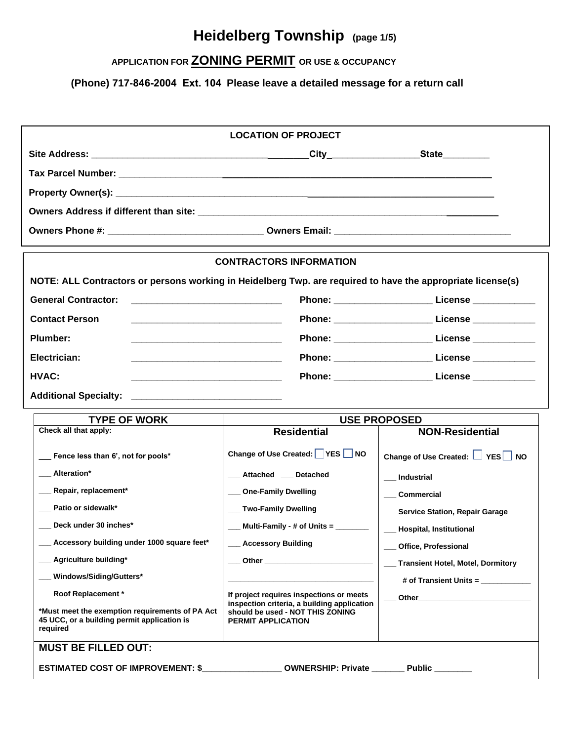# Heidelberg Township (page 1/5)

**APPLICATION FOR ZONING PERMIT OR USE & OCCUPANCY**

**(Phone) 717-846-2004 Ext. 104 Please leave a detailed message for a return call**

## LOCATION OF PROJECT

**Site Address:** ___________________________________________ **City**_________________ **State**_________

**Tax Parcel Number:** ______________________________________________________________________

**Property Owner(s):** ______________________________________________________________________

**Owners Address if different than site:** ___________________________________________________________

**Owners Phone #:** ______________________________ **Owners Email:** __________________________________

## CONTRACTORS INFORMATION

**NOTE: ALL Contractors or persons working in Heidelberg Twp. are required to have the appropriate license(s)**

| | | | |
|---|---|---|---|
| **General Contractor:** | ______________________________ | **Phone:** ___________________ | **License** ____________ |
| **Contact Person** | ______________________________ | **Phone:** ___________________ | **License** ____________ |
| **Plumber:** | ______________________________ | **Phone:** ___________________ | **License** ____________ |
| **Electrician:** | ______________________________ | **Phone:** ___________________ | **License** ____________ |
| **HVAC:** | ______________________________ | **Phone:** ___________________ | **License** ____________ |
| **Additional Specialty:** | ______________________________ | | |

| TYPE OF WORK | USE PROPOSED | |
|---|---|---|
| **Check all that apply:** | **Residential** | **NON-Residential** |
| ___ Fence less than 6', not for pools* | Change of Use Created: ☐ YES ☐ NO | Change of Use Created: ☐ YES ☐ NO |
| ___ Alteration* | ___ Attached ___ Detached | ___ Industrial |
| ___ Repair, replacement* | ___ One-Family Dwelling | ___ Commercial |
| ___ Patio or sidewalk* | ___ Two-Family Dwelling | ___ Service Station, Repair Garage |
| ___ Deck under 30 inches* | ___ Multi-Family - # of Units = ________ | ___ Hospital, Institutional |
| ___ Accessory building under 1000 square feet* | ___ Accessory Building | ___ Office, Professional |
| ___ Agriculture building* | ___ Other _________________________ | ___ Transient Hotel, Motel, Dormitory |
| ___ Windows/Siding/Gutters* | ___________________________________ | # of Transient Units = ____________ |
| ___ Roof Replacement * | If project requires inspections or meets inspection criteria, a building application should be used - NOT THIS ZONING PERMIT APPLICATION | ___ Other__________________________ |
| *Must meet the exemption requirements of PA Act 45 UCC, or a building permit application is required | | |

**MUST BE FILLED OUT:**

**ESTIMATED COST OF IMPROVEMENT: $**_________________ **OWNERSHIP: Private** _______ **Public** ________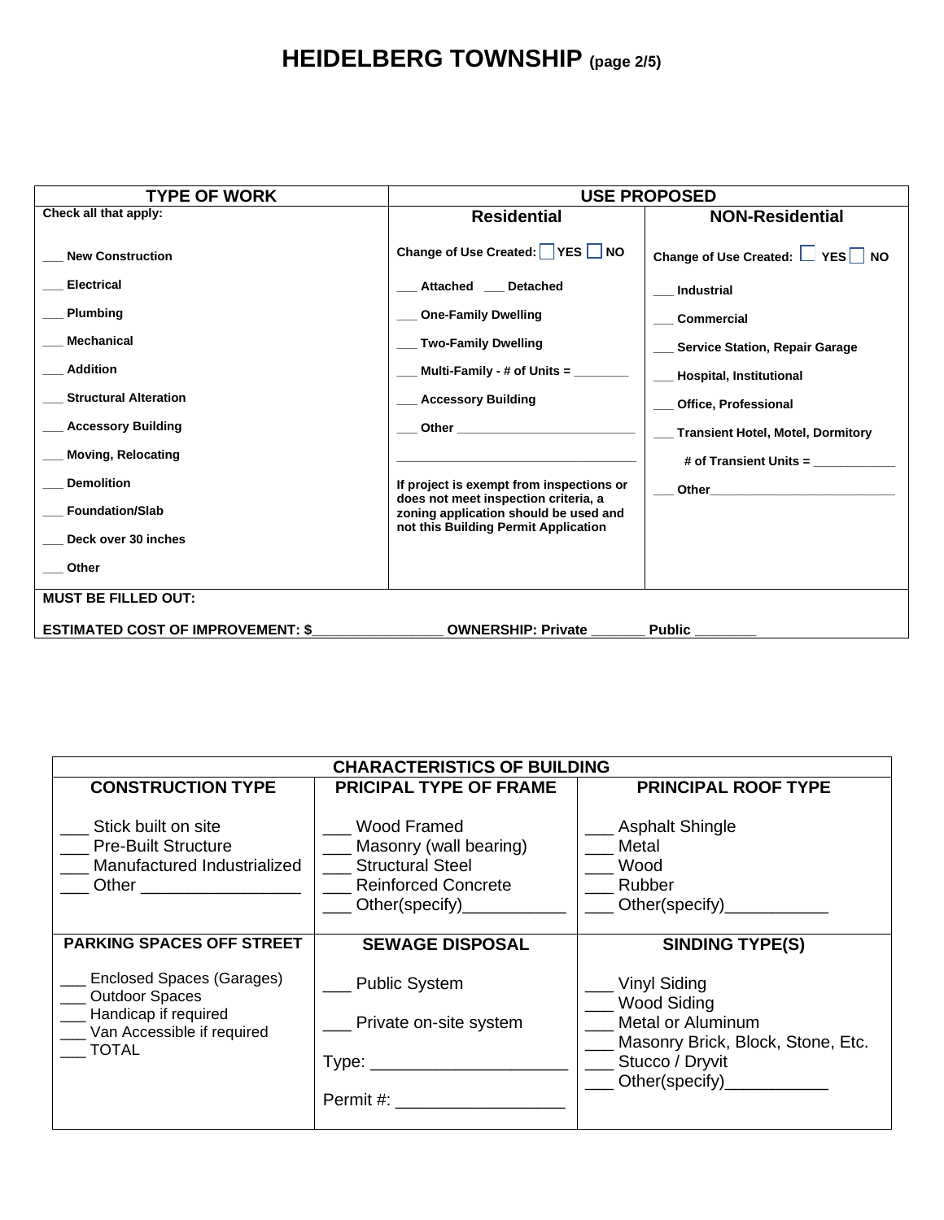# HEIDELBERG TOWNSHIP (page 2/5)

| TYPE OF WORK | USE PROPOSED | |
|---|---|---|
| Check all that apply: | **Residential** | **NON-Residential** |
| ___ New Construction | Change of Use Created: ☐ YES ☐ NO | Change of Use Created: ☐ YES ☐ NO |
| ___ Electrical | ___ Attached ___ Detached | ___ Industrial |
| ___ Plumbing | ___ One-Family Dwelling | ___ Commercial |
| ___ Mechanical | ___ Two-Family Dwelling | ___ Service Station, Repair Garage |
| ___ Addition | ___ Multi-Family - # of Units = ________ | ___ Hospital, Institutional |
| ___ Structural Alteration | ___ Accessory Building | ___ Office, Professional |
| ___ Accessory Building | ___ Other ___________________________ | ___ Transient Hotel, Motel, Dormitory |
| ___ Moving, Relocating | ______________________________ | # of Transient Units = ____________ |
| ___ Demolition | If project is exempt from inspections or does not meet inspection criteria, a zoning application should be used and not this Building Permit Application | ___ Other___________________________ |
| ___ Foundation/Slab | | |
| ___ Deck over 30 inches | | |
| ___ Other | | |

**MUST BE FILLED OUT:**

**ESTIMATED COST OF IMPROVEMENT: $________________ OWNERSHIP: Private _______ Public ________**

| CHARACTERISTICS OF BUILDING | | |
|---|---|---|
| **CONSTRUCTION TYPE** | **PRICIPAL TYPE OF FRAME** | **PRINCIPAL ROOF TYPE** |
| ___ Stick built on site<br>___ Pre-Built Structure<br>___ Manufactured Industrialized<br>___ Other ________________ | ___ Wood Framed<br>___ Masonry (wall bearing)<br>___ Structural Steel<br>___ Reinforced Concrete<br>___ Other(specify)___________ | ___ Asphalt Shingle<br>___ Metal<br>___ Wood<br>___ Rubber<br>___ Other(specify)___________ |
| **PARKING SPACES OFF STREET** | **SEWAGE DISPOSAL** | **SINDING TYPE(S)** |
| ___ Enclosed Spaces (Garages)<br>___ Outdoor Spaces<br>___ Handicap if required<br>___ Van Accessible if required<br>___ TOTAL | ___ Public System<br>___ Private on-site system<br>Type: ____________________<br>Permit #: _________________ | ___ Vinyl Siding<br>___ Wood Siding<br>___ Metal or Aluminum<br>___ Masonry Brick, Block, Stone, Etc.<br>___ Stucco / Dryvit<br>___ Other(specify)___________ |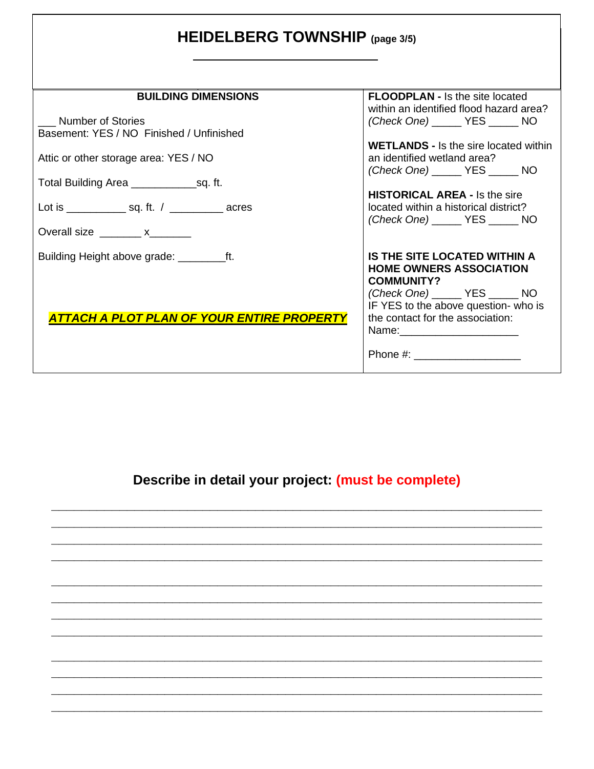# HEIDELBERG TOWNSHIP (page 3/5)

______________________________

| **BUILDING DIMENSIONS** | |
|---|---|
| ___ Number of Stories<br>Basement: YES / NO Finished / Unfinished<br><br>Attic or other storage area: YES / NO<br><br>Total Building Area ___________sq. ft.<br><br>Lot is __________ sq. ft. / _________ acres<br><br>Overall size _______ x_______<br><br>Building Height above grade: ________ft.<br><br>***ATTACH A PLOT PLAN OF YOUR ENTIRE PROPERTY*** | **FLOODPLAN -** Is the site located within an identified flood hazard area?<br>*(Check One)* _____ YES _____ NO<br><br>**WETLANDS -** Is the sire located within an identified wetland area?<br>*(Check One)* _____ YES _____ NO<br><br>**HISTORICAL AREA -** Is the sire located within a historical district?<br>*(Check One)* _____ YES _____ NO<br><br>**IS THE SITE LOCATED WITHIN A HOME OWNERS ASSOCIATION COMMUNITY?**<br>*(Check One)* _____ YES _____ NO<br>IF YES to the above question- who is the contact for the association:<br>Name:____________________<br><br>Phone #: _________________ |

## Describe in detail your project: (must be complete)

________________________________________________________________________________

________________________________________________________________________________

________________________________________________________________________________

________________________________________________________________________________

________________________________________________________________________________

________________________________________________________________________________

________________________________________________________________________________

________________________________________________________________________________

________________________________________________________________________________

________________________________________________________________________________

________________________________________________________________________________

________________________________________________________________________________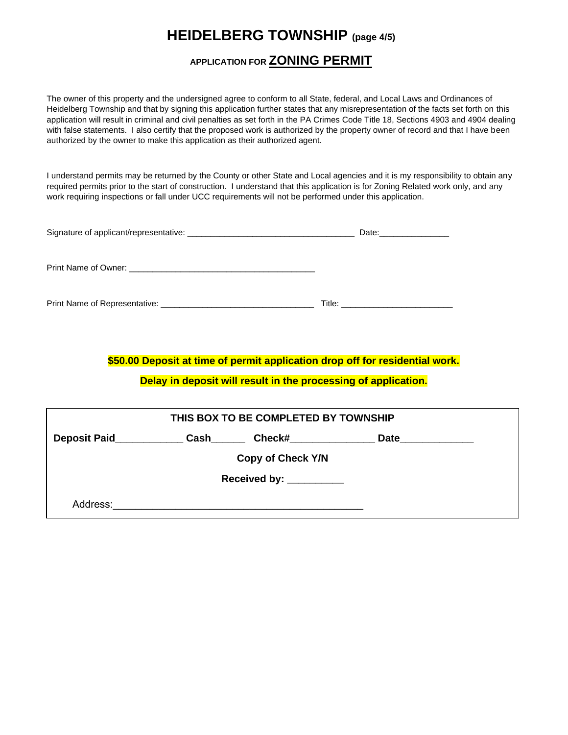# HEIDELBERG TOWNSHIP (page 4/5)

## APPLICATION FOR ZONING PERMIT

The owner of this property and the undersigned agree to conform to all State, federal, and Local Laws and Ordinances of Heidelberg Township and that by signing this application further states that any misrepresentation of the facts set forth on this application will result in criminal and civil penalties as set forth in the PA Crimes Code Title 18, Sections 4903 and 4904 dealing with false statements. I also certify that the proposed work is authorized by the property owner of record and that I have been authorized by the owner to make this application as their authorized agent.

I understand permits may be returned by the County or other State and Local agencies and it is my responsibility to obtain any required permits prior to the start of construction. I understand that this application is for Zoning Related work only, and any work requiring inspections or fall under UCC requirements will not be performed under this application.

Signature of applicant/representative: ___________________________________ Date:_______________

Print Name of Owner: ________________________________________

Print Name of Representative: ________________________________ Title: _______________________

**$50.00 Deposit at time of permit application drop off for residential work.**

**Delay in deposit will result in the processing of application.**

| THIS BOX TO BE COMPLETED BY TOWNSHIP |
|---|
| **Deposit Paid**____________ **Cash**______ **Check#**_______________ **Date**_____________ |
| **Copy of Check Y/N** |
| **Received by:** __________ |
| Address:_____________________________________________ |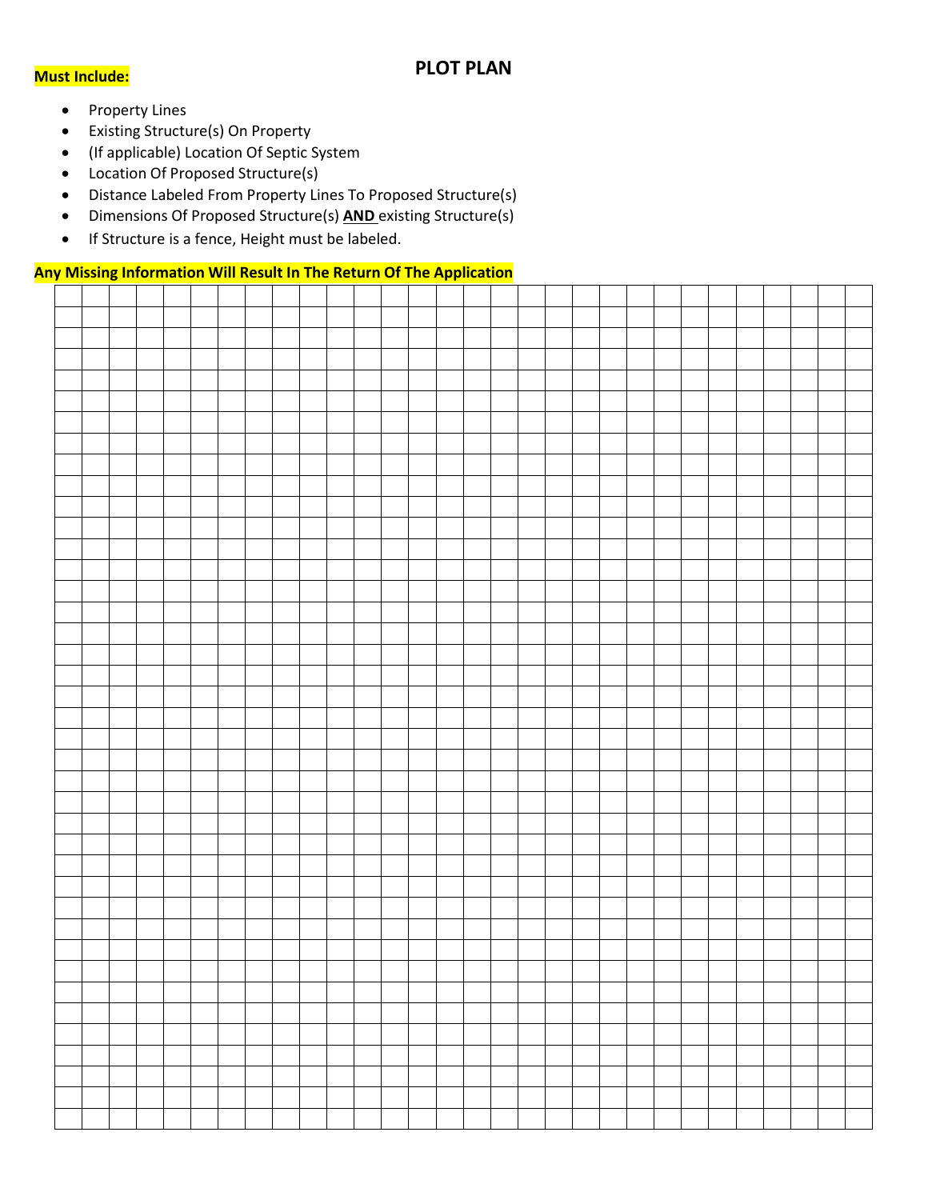# PLOT PLAN

**Must Include:**

- Property Lines
- Existing Structure(s) On Property
- (If applicable) Location Of Septic System
- Location Of Proposed Structure(s)
- Distance Labeled From Property Lines To Proposed Structure(s)
- Dimensions Of Proposed Structure(s) **AND** existing Structure(s)
- If Structure is a fence, Height must be labeled.

**Any Missing Information Will Result In The Return Of The Application**